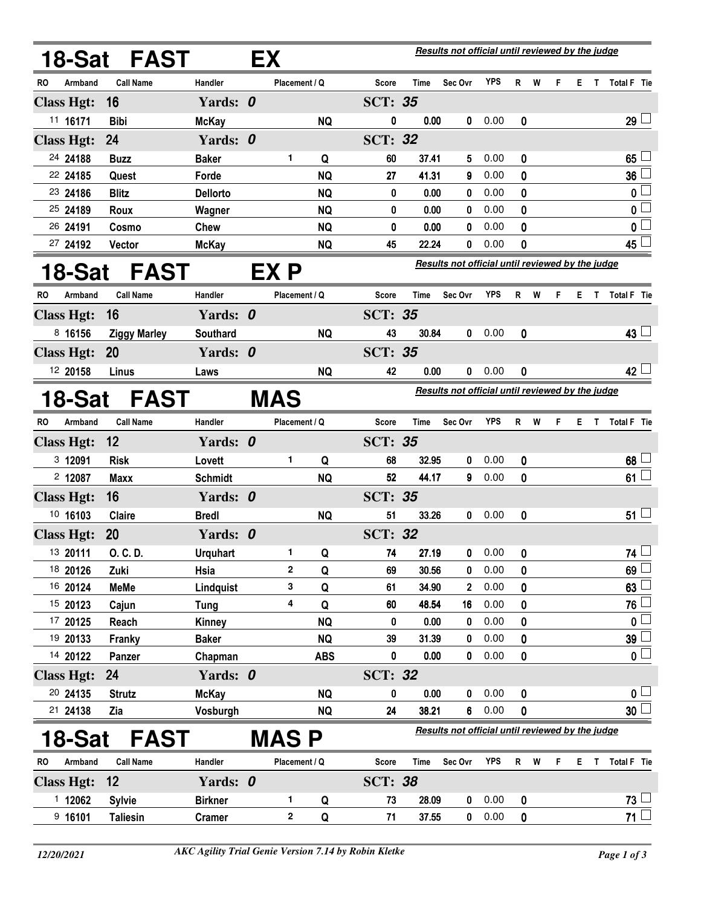## 18-Sat FAST EX

*Results not official until reviewed by the judge*

| RO | Armband | Call Name | Handler | Placement | Q | Score | Time | Sec Ovr | YPS | R | W | F | E | T | Total F | Tie |
|---|---|---|---|---|---|---|---|---|---|---|---|---|---|---|---|---|
| **Class Hgt: 16** | | | **Yards: 0** | | | **SCT: 35** | | | | | | | | | | |
| 11 | 16171 | Bibi | McKay | | NQ | 0 | 0.00 | 0 | 0.00 | 0 | | | | | 29 | ☐ |
| **Class Hgt: 24** | | | **Yards: 0** | | | **SCT: 32** | | | | | | | | | | |
| 24 | 24188 | Buzz | Baker | 1 | Q | 60 | 37.41 | 5 | 0.00 | 0 | | | | | 65 | ☐ |
| 22 | 24185 | Quest | Forde | | NQ | 27 | 41.31 | 9 | 0.00 | 0 | | | | | 36 | ☐ |
| 23 | 24186 | Blitz | Dellorto | | NQ | 0 | 0.00 | 0 | 0.00 | 0 | | | | | 0 | ☐ |
| 25 | 24189 | Roux | Wagner | | NQ | 0 | 0.00 | 0 | 0.00 | 0 | | | | | 0 | ☐ |
| 26 | 24191 | Cosmo | Chew | | NQ | 0 | 0.00 | 0 | 0.00 | 0 | | | | | 0 | ☐ |
| 27 | 24192 | Vector | McKay | | NQ | 45 | 22.24 | 0 | 0.00 | 0 | | | | | 45 | ☐ |

## 18-Sat FAST EX P

*Results not official until reviewed by the judge*

| RO | Armband | Call Name | Handler | Placement | Q | Score | Time | Sec Ovr | YPS | R | W | F | E | T | Total F | Tie |
|---|---|---|---|---|---|---|---|---|---|---|---|---|---|---|---|---|
| **Class Hgt: 16** | | | **Yards: 0** | | | **SCT: 35** | | | | | | | | | | |
| 8 | 16156 | Ziggy Marley | Southard | | NQ | 43 | 30.84 | 0 | 0.00 | 0 | | | | | 43 | ☐ |
| **Class Hgt: 20** | | | **Yards: 0** | | | **SCT: 35** | | | | | | | | | | |
| 12 | 20158 | Linus | Laws | | NQ | 42 | 0.00 | 0 | 0.00 | 0 | | | | | 42 | ☐ |

## 18-Sat FAST MAS

*Results not official until reviewed by the judge*

| RO | Armband | Call Name | Handler | Placement | Q | Score | Time | Sec Ovr | YPS | R | W | F | E | T | Total F | Tie |
|---|---|---|---|---|---|---|---|---|---|---|---|---|---|---|---|---|
| **Class Hgt: 12** | | | **Yards: 0** | | | **SCT: 35** | | | | | | | | | | |
| 3 | 12091 | Risk | Lovett | 1 | Q | 68 | 32.95 | 0 | 0.00 | 0 | | | | | 68 | ☐ |
| 2 | 12087 | Maxx | Schmidt | | NQ | 52 | 44.17 | 9 | 0.00 | 0 | | | | | 61 | ☐ |
| **Class Hgt: 16** | | | **Yards: 0** | | | **SCT: 35** | | | | | | | | | | |
| 10 | 16103 | Claire | Bredl | | NQ | 51 | 33.26 | 0 | 0.00 | 0 | | | | | 51 | ☐ |
| **Class Hgt: 20** | | | **Yards: 0** | | | **SCT: 32** | | | | | | | | | | |
| 13 | 20111 | O. C. D. | Urquhart | 1 | Q | 74 | 27.19 | 0 | 0.00 | 0 | | | | | 74 | ☐ |
| 18 | 20126 | Zuki | Hsia | 2 | Q | 69 | 30.56 | 0 | 0.00 | 0 | | | | | 69 | ☐ |
| 16 | 20124 | MeMe | Lindquist | 3 | Q | 61 | 34.90 | 2 | 0.00 | 0 | | | | | 63 | ☐ |
| 15 | 20123 | Cajun | Tung | 4 | Q | 60 | 48.54 | 16 | 0.00 | 0 | | | | | 76 | ☐ |
| 17 | 20125 | Reach | Kinney | | NQ | 0 | 0.00 | 0 | 0.00 | 0 | | | | | 0 | ☐ |
| 19 | 20133 | Franky | Baker | | NQ | 39 | 31.39 | 0 | 0.00 | 0 | | | | | 39 | ☐ |
| 14 | 20122 | Panzer | Chapman | | ABS | 0 | 0.00 | 0 | 0.00 | 0 | | | | | 0 | ☐ |
| **Class Hgt: 24** | | | **Yards: 0** | | | **SCT: 32** | | | | | | | | | | |
| 20 | 24135 | Strutz | McKay | | NQ | 0 | 0.00 | 0 | 0.00 | 0 | | | | | 0 | ☐ |
| 21 | 24138 | Zia | Vosburgh | | NQ | 24 | 38.21 | 6 | 0.00 | 0 | | | | | 30 | ☐ |

## 18-Sat FAST MAS P

*Results not official until reviewed by the judge*

| RO | Armband | Call Name | Handler | Placement | Q | Score | Time | Sec Ovr | YPS | R | W | F | E | T | Total F | Tie |
|---|---|---|---|---|---|---|---|---|---|---|---|---|---|---|---|---|
| **Class Hgt: 12** | | | **Yards: 0** | | | **SCT: 38** | | | | | | | | | | |
| 1 | 12062 | Sylvie | Birkner | 1 | Q | 73 | 28.09 | 0 | 0.00 | 0 | | | | | 73 | ☐ |
| 9 | 16101 | Taliesin | Cramer | 2 | Q | 71 | 37.55 | 0 | 0.00 | 0 | | | | | 71 | ☐ |

*12/20/2021* — *AKC Agility Trial Genie Version 7.14 by Robin Kletke*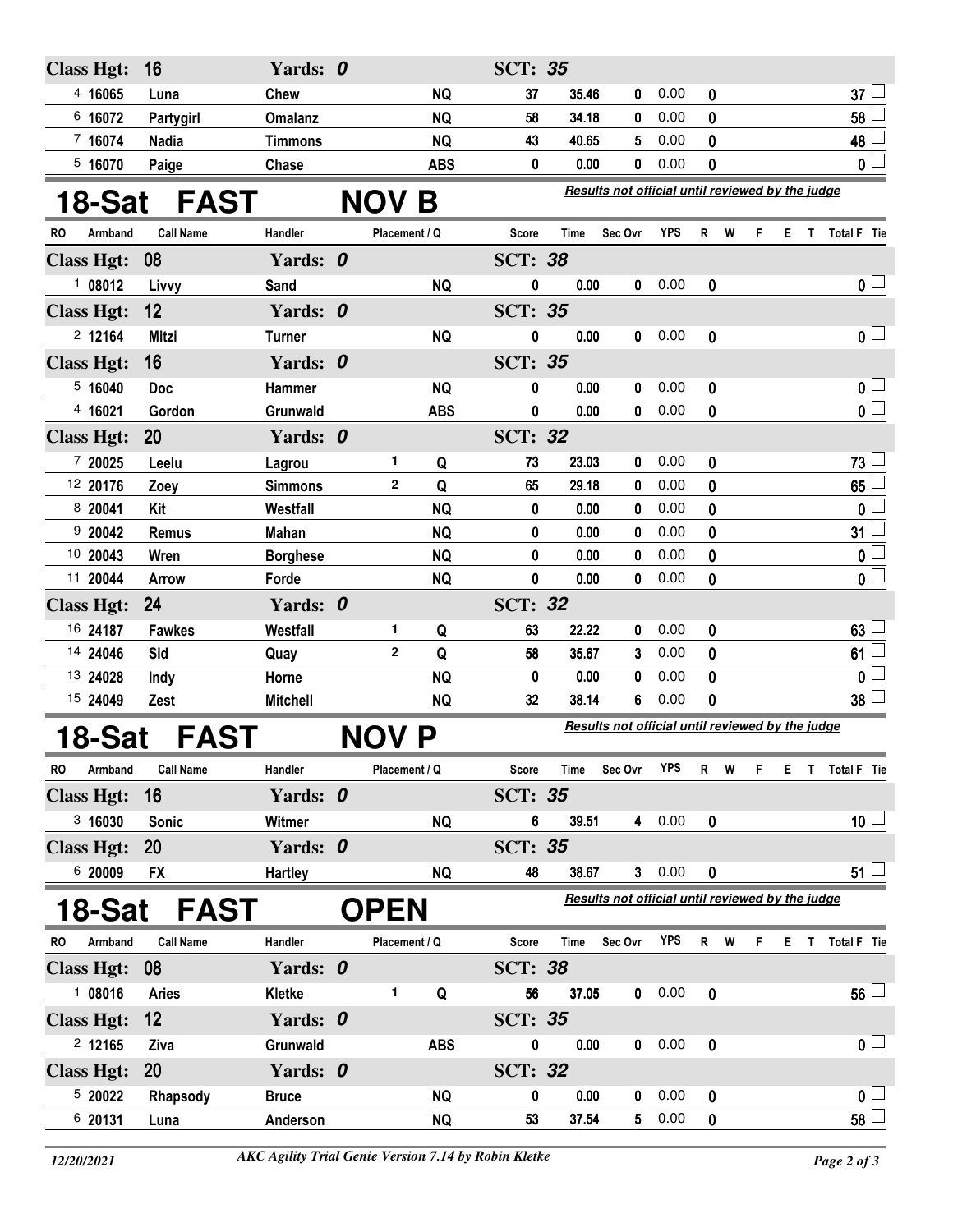| RO | Armband | Call Name | Handler | Placement | Q | Score | Time | Sec Ovr | YPS | R | W | F | E | T | Total F | Tie |
|---|---|---|---|---|---|---|---|---|---|---|---|---|---|---|---|---|
| **Class Hgt: 16** | | | **Yards: 0** | | | **SCT: 35** | | | | | | | | | | |
| 4 | 16065 | Luna | Chew | | NQ | 37 | 35.46 | 0 | 0.00 | 0 | | | | | 37 | |
| 6 | 16072 | Partygirl | Omalanz | | NQ | 58 | 34.18 | 0 | 0.00 | 0 | | | | | 58 | |
| 7 | 16074 | Nadia | Timmons | | NQ | 43 | 40.65 | 5 | 0.00 | 0 | | | | | 48 | |
| 5 | 16070 | Paige | Chase | | ABS | 0 | 0.00 | 0 | 0.00 | 0 | | | | | 0 | |

## 18-Sat FAST NOV B

*Results not official until reviewed by the judge*

| RO | Armband | Call Name | Handler | Placement | Q | Score | Time | Sec Ovr | YPS | R | W | F | E | T | Total F | Tie |
|---|---|---|---|---|---|---|---|---|---|---|---|---|---|---|---|---|
| **Class Hgt: 08** | | | **Yards: 0** | | | **SCT: 38** | | | | | | | | | | |
| 1 | 08012 | Livvy | Sand | | NQ | 0 | 0.00 | 0 | 0.00 | 0 | | | | | 0 | |
| **Class Hgt: 12** | | | **Yards: 0** | | | **SCT: 35** | | | | | | | | | | |
| 2 | 12164 | Mitzi | Turner | | NQ | 0 | 0.00 | 0 | 0.00 | 0 | | | | | 0 | |
| **Class Hgt: 16** | | | **Yards: 0** | | | **SCT: 35** | | | | | | | | | | |
| 5 | 16040 | Doc | Hammer | | NQ | 0 | 0.00 | 0 | 0.00 | 0 | | | | | 0 | |
| 4 | 16021 | Gordon | Grunwald | | ABS | 0 | 0.00 | 0 | 0.00 | 0 | | | | | 0 | |
| **Class Hgt: 20** | | | **Yards: 0** | | | **SCT: 32** | | | | | | | | | | |
| 7 | 20025 | Leelu | Lagrou | 1 | Q | 73 | 23.03 | 0 | 0.00 | 0 | | | | | 73 | |
| 12 | 20176 | Zoey | Simmons | 2 | Q | 65 | 29.18 | 0 | 0.00 | 0 | | | | | 65 | |
| 8 | 20041 | Kit | Westfall | | NQ | 0 | 0.00 | 0 | 0.00 | 0 | | | | | 0 | |
| 9 | 20042 | Remus | Mahan | | NQ | 0 | 0.00 | 0 | 0.00 | 0 | | | | | 31 | |
| 10 | 20043 | Wren | Borghese | | NQ | 0 | 0.00 | 0 | 0.00 | 0 | | | | | 0 | |
| 11 | 20044 | Arrow | Forde | | NQ | 0 | 0.00 | 0 | 0.00 | 0 | | | | | 0 | |
| **Class Hgt: 24** | | | **Yards: 0** | | | **SCT: 32** | | | | | | | | | | |
| 16 | 24187 | Fawkes | Westfall | 1 | Q | 63 | 22.22 | 0 | 0.00 | 0 | | | | | 63 | |
| 14 | 24046 | Sid | Quay | 2 | Q | 58 | 35.67 | 3 | 0.00 | 0 | | | | | 61 | |
| 13 | 24028 | Indy | Horne | | NQ | 0 | 0.00 | 0 | 0.00 | 0 | | | | | 0 | |
| 15 | 24049 | Zest | Mitchell | | NQ | 32 | 38.14 | 6 | 0.00 | 0 | | | | | 38 | |

## 18-Sat FAST NOV P

*Results not official until reviewed by the judge*

| RO | Armband | Call Name | Handler | Placement | Q | Score | Time | Sec Ovr | YPS | R | W | F | E | T | Total F | Tie |
|---|---|---|---|---|---|---|---|---|---|---|---|---|---|---|---|---|
| **Class Hgt: 16** | | | **Yards: 0** | | | **SCT: 35** | | | | | | | | | | |
| 3 | 16030 | Sonic | Witmer | | NQ | 6 | 39.51 | 4 | 0.00 | 0 | | | | | 10 | |
| **Class Hgt: 20** | | | **Yards: 0** | | | **SCT: 35** | | | | | | | | | | |
| 6 | 20009 | FX | Hartley | | NQ | 48 | 38.67 | 3 | 0.00 | 0 | | | | | 51 | |

## 18-Sat FAST OPEN

*Results not official until reviewed by the judge*

| RO | Armband | Call Name | Handler | Placement | Q | Score | Time | Sec Ovr | YPS | R | W | F | E | T | Total F | Tie |
|---|---|---|---|---|---|---|---|---|---|---|---|---|---|---|---|---|
| **Class Hgt: 08** | | | **Yards: 0** | | | **SCT: 38** | | | | | | | | | | |
| 1 | 08016 | Aries | Kletke | 1 | Q | 56 | 37.05 | 0 | 0.00 | 0 | | | | | 56 | |
| **Class Hgt: 12** | | | **Yards: 0** | | | **SCT: 35** | | | | | | | | | | |
| 2 | 12165 | Ziva | Grunwald | | ABS | 0 | 0.00 | 0 | 0.00 | 0 | | | | | 0 | |
| **Class Hgt: 20** | | | **Yards: 0** | | | **SCT: 32** | | | | | | | | | | |
| 5 | 20022 | Rhapsody | Bruce | | NQ | 0 | 0.00 | 0 | 0.00 | 0 | | | | | 0 | |
| 6 | 20131 | Luna | Anderson | | NQ | 53 | 37.54 | 5 | 0.00 | 0 | | | | | 58 | |

12/20/2021 — *AKC Agility Trial Genie Version 7.14 by Robin Kletke*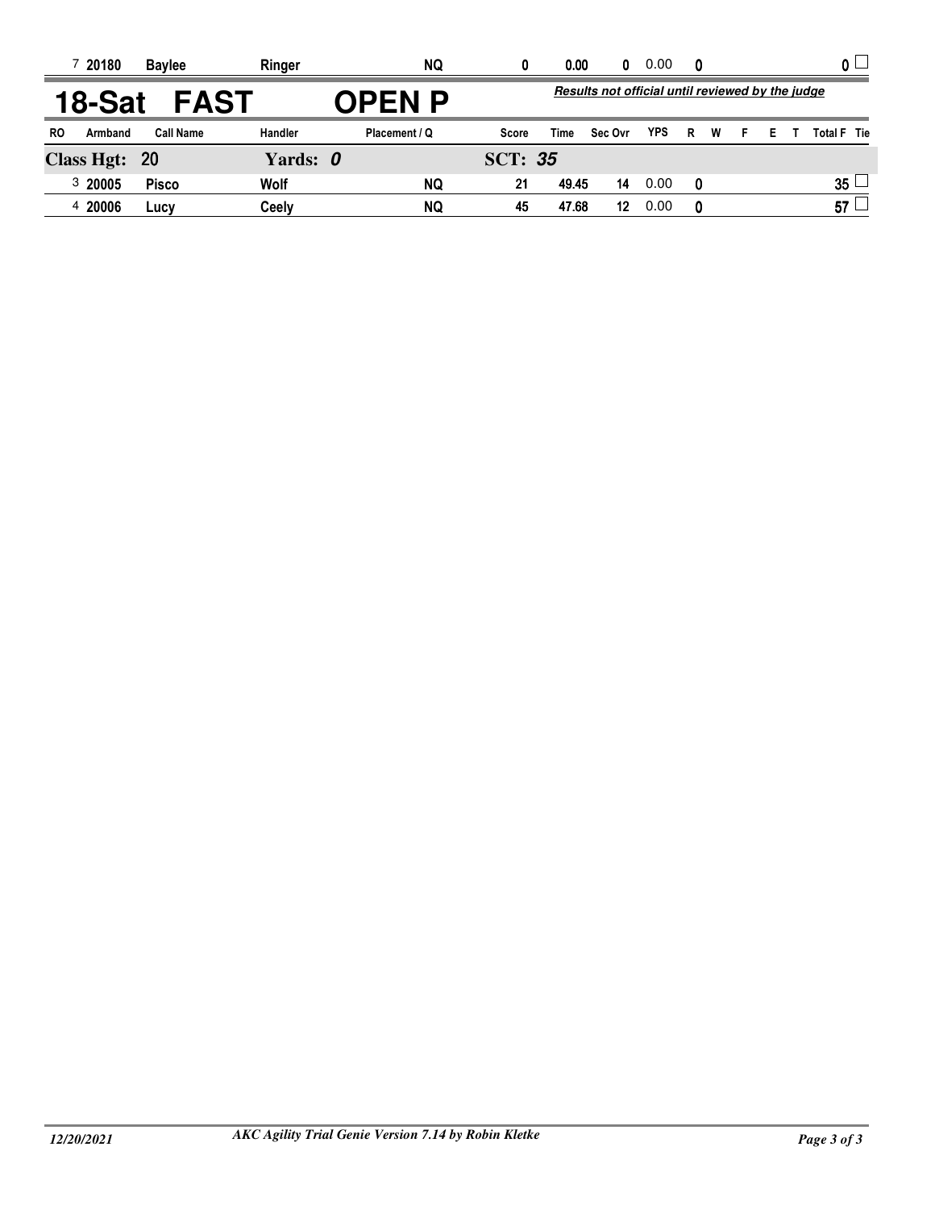| RO | Armband | Call Name | Handler | Placement / Q | Score | Time | Sec Ovr | YPS | R | W | F | E | T | Total F | Tie |
|---|---|---|---|---|---|---|---|---|---|---|---|---|---|---|---|
| 7 | 20180 | Baylee | Ringer | NQ | 0 | 0.00 | 0 | 0.00 | 0 | | | | | 0 | ☐ |

## 18-Sat FAST OPEN P

***Results not official until reviewed by the judge***

**Class Hgt: 20** **Yards: *0*** **SCT: *35***

| RO | Armband | Call Name | Handler | Placement / Q | Score | Time | Sec Ovr | YPS | R | W | F | E | T | Total F | Tie |
|---|---|---|---|---|---|---|---|---|---|---|---|---|---|---|---|
| 3 | 20005 | Pisco | Wolf | NQ | 21 | 49.45 | 14 | 0.00 | 0 | | | | | 35 | ☐ |
| 4 | 20006 | Lucy | Ceely | NQ | 45 | 47.68 | 12 | 0.00 | 0 | | | | | 57 | ☐ |

*12/20/2021* *AKC Agility Trial Genie Version 7.14 by Robin Kletke*